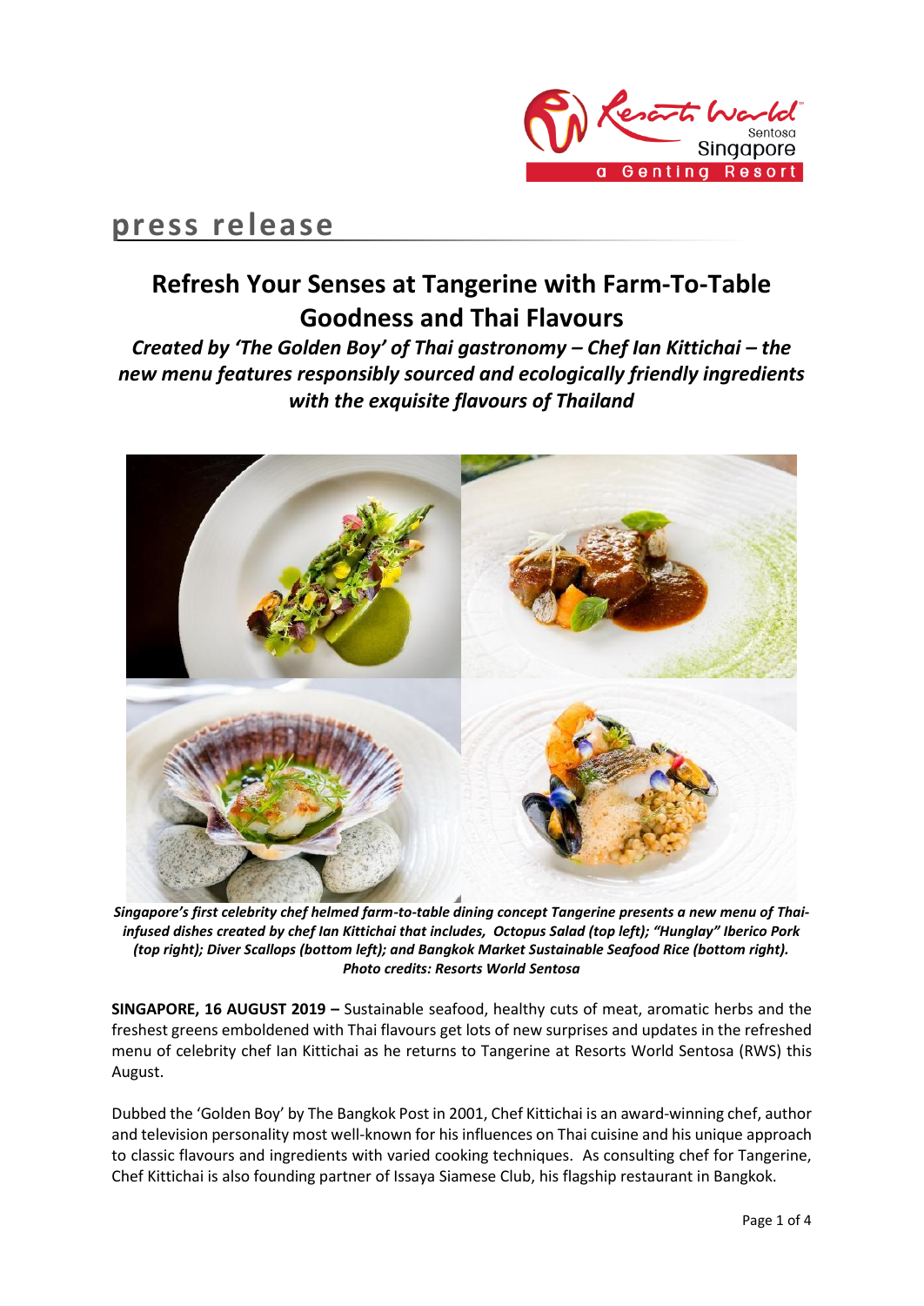**press release**

# Refresh Your Senses at Tangerine with Farm-To-Table Goodness and Thai Flavours

***Created by 'The Golden Boy' of Thai gastronomy – Chef Ian Kittichai – the new menu features responsibly sourced and ecologically friendly ingredients with the exquisite flavours of Thailand***

***Singapore's first celebrity chef helmed farm-to-table dining concept Tangerine presents a new menu of Thai-infused dishes created by chef Ian Kittichai that includes, Octopus Salad (top left); "Hunglay" Iberico Pork (top right); Diver Scallops (bottom left); and Bangkok Market Sustainable Seafood Rice (bottom right). Photo credits: Resorts World Sentosa***

**SINGAPORE, 16 AUGUST 2019 –** Sustainable seafood, healthy cuts of meat, aromatic herbs and the freshest greens emboldened with Thai flavours get lots of new surprises and updates in the refreshed menu of celebrity chef Ian Kittichai as he returns to Tangerine at Resorts World Sentosa (RWS) this August.

Dubbed the 'Golden Boy' by The Bangkok Post in 2001, Chef Kittichai is an award-winning chef, author and television personality most well-known for his influences on Thai cuisine and his unique approach to classic flavours and ingredients with varied cooking techniques. As consulting chef for Tangerine, Chef Kittichai is also founding partner of Issaya Siamese Club, his flagship restaurant in Bangkok.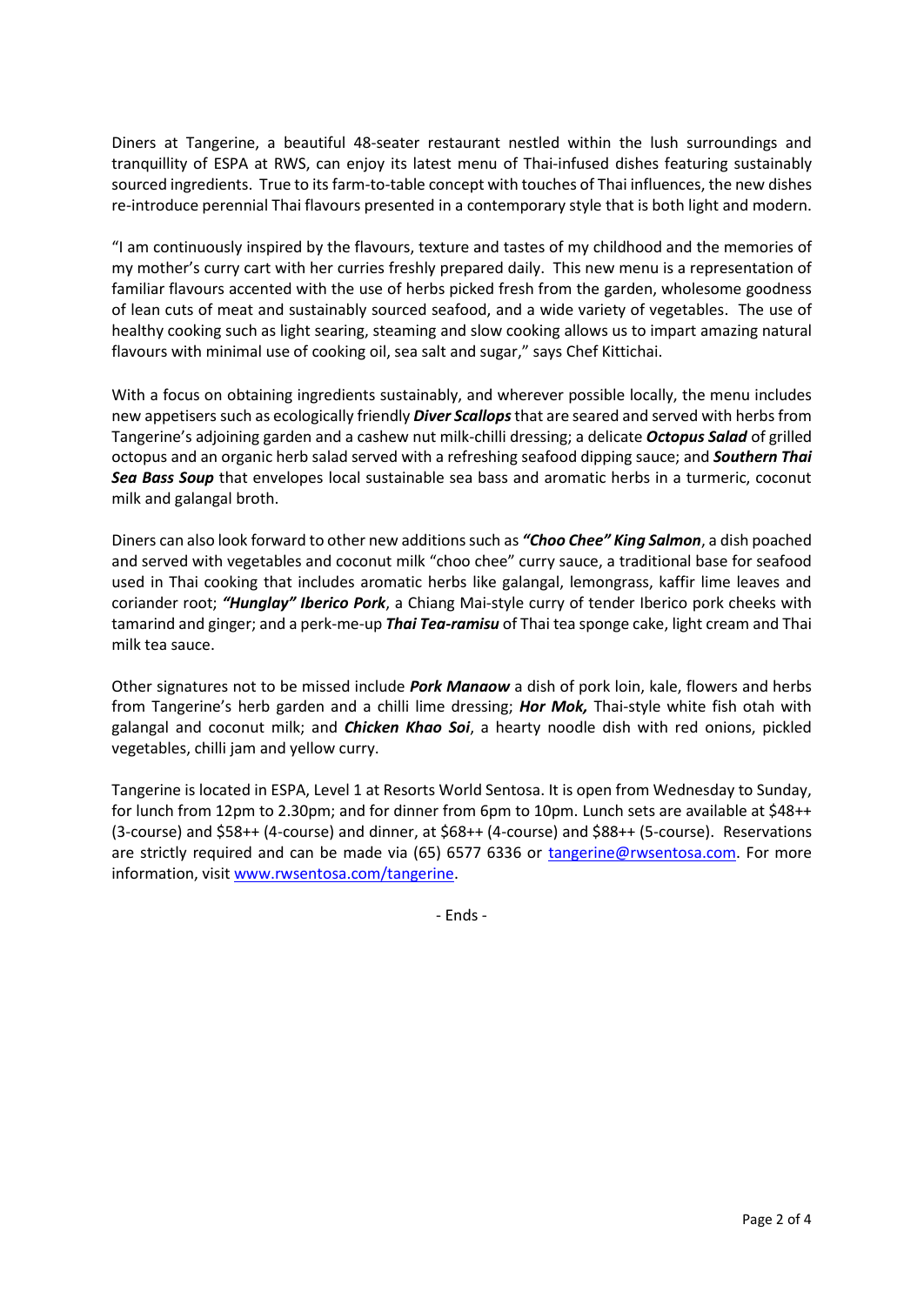Diners at Tangerine, a beautiful 48-seater restaurant nestled within the lush surroundings and tranquillity of ESPA at RWS, can enjoy its latest menu of Thai-infused dishes featuring sustainably sourced ingredients. True to its farm-to-table concept with touches of Thai influences, the new dishes re-introduce perennial Thai flavours presented in a contemporary style that is both light and modern.

"I am continuously inspired by the flavours, texture and tastes of my childhood and the memories of my mother's curry cart with her curries freshly prepared daily. This new menu is a representation of familiar flavours accented with the use of herbs picked fresh from the garden, wholesome goodness of lean cuts of meat and sustainably sourced seafood, and a wide variety of vegetables. The use of healthy cooking such as light searing, steaming and slow cooking allows us to impart amazing natural flavours with minimal use of cooking oil, sea salt and sugar," says Chef Kittichai.

With a focus on obtaining ingredients sustainably, and wherever possible locally, the menu includes new appetisers such as ecologically friendly ***Diver Scallops*** that are seared and served with herbs from Tangerine's adjoining garden and a cashew nut milk-chilli dressing; a delicate ***Octopus Salad*** of grilled octopus and an organic herb salad served with a refreshing seafood dipping sauce; and ***Southern Thai Sea Bass Soup*** that envelopes local sustainable sea bass and aromatic herbs in a turmeric, coconut milk and galangal broth.

Diners can also look forward to other new additions such as ***"Choo Chee" King Salmon***, a dish poached and served with vegetables and coconut milk "choo chee" curry sauce, a traditional base for seafood used in Thai cooking that includes aromatic herbs like galangal, lemongrass, kaffir lime leaves and coriander root; ***"Hunglay" Iberico Pork***, a Chiang Mai-style curry of tender Iberico pork cheeks with tamarind and ginger; and a perk-me-up ***Thai Tea-ramisu*** of Thai tea sponge cake, light cream and Thai milk tea sauce.

Other signatures not to be missed include ***Pork Manaow*** a dish of pork loin, kale, flowers and herbs from Tangerine's herb garden and a chilli lime dressing; ***Hor Mok,*** Thai-style white fish otah with galangal and coconut milk; and ***Chicken Khao Soi***, a hearty noodle dish with red onions, pickled vegetables, chilli jam and yellow curry.

Tangerine is located in ESPA, Level 1 at Resorts World Sentosa. It is open from Wednesday to Sunday, for lunch from 12pm to 2.30pm; and for dinner from 6pm to 10pm. Lunch sets are available at $48++ (3-course) and $58++ (4-course) and dinner, at $68++ (4-course) and $88++ (5-course). Reservations are strictly required and can be made via (65) 6577 6336 or tangerine@rwsentosa.com. For more information, visit www.rwsentosa.com/tangerine.

- Ends -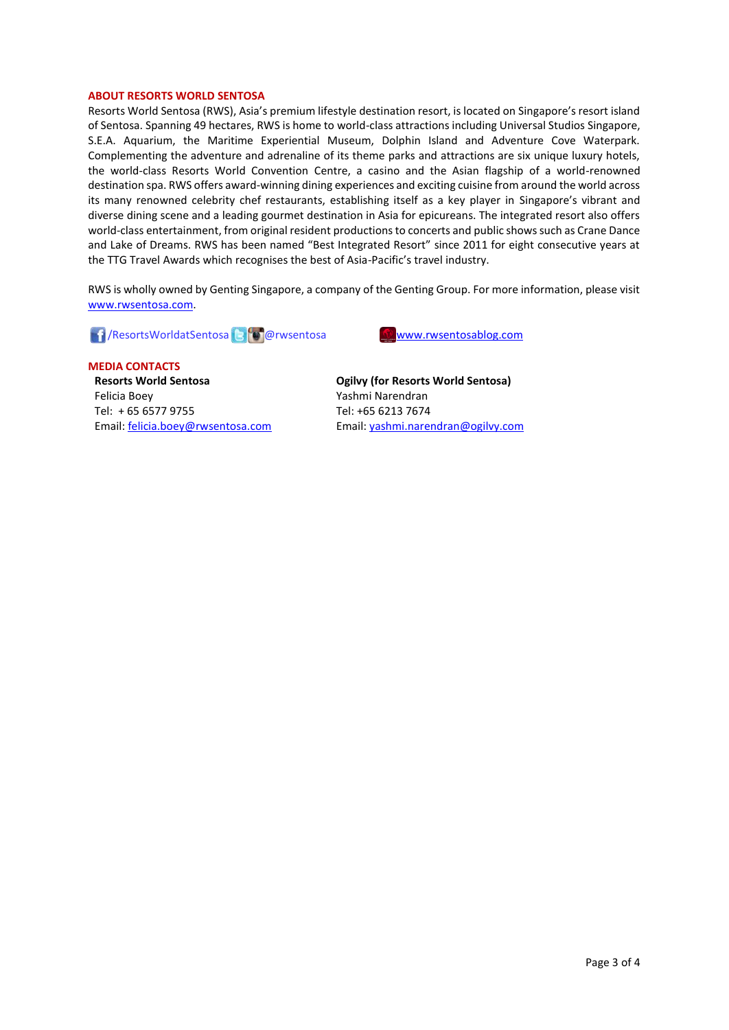## ABOUT RESORTS WORLD SENTOSA

Resorts World Sentosa (RWS), Asia's premium lifestyle destination resort, is located on Singapore's resort island of Sentosa. Spanning 49 hectares, RWS is home to world-class attractions including Universal Studios Singapore, S.E.A. Aquarium, the Maritime Experiential Museum, Dolphin Island and Adventure Cove Waterpark. Complementing the adventure and adrenaline of its theme parks and attractions are six unique luxury hotels, the world-class Resorts World Convention Centre, a casino and the Asian flagship of a world-renowned destination spa. RWS offers award-winning dining experiences and exciting cuisine from around the world across its many renowned celebrity chef restaurants, establishing itself as a key player in Singapore's vibrant and diverse dining scene and a leading gourmet destination in Asia for epicureans. The integrated resort also offers world-class entertainment, from original resident productions to concerts and public shows such as Crane Dance and Lake of Dreams. RWS has been named "Best Integrated Resort" since 2011 for eight consecutive years at the TTG Travel Awards which recognises the best of Asia-Pacific's travel industry.

RWS is wholly owned by Genting Singapore, a company of the Genting Group. For more information, please visit www.rwsentosa.com.

/ResortsWorldatSentosa @rwsentosa www.rwsentosablog.com

## MEDIA CONTACTS

**Resorts World Sentosa**
Felicia Boey
Tel: + 65 6577 9755
Email: felicia.boey@rwsentosa.com

**Ogilvy (for Resorts World Sentosa)**
Yashmi Narendran
Tel: +65 6213 7674
Email: yashmi.narendran@ogilvy.com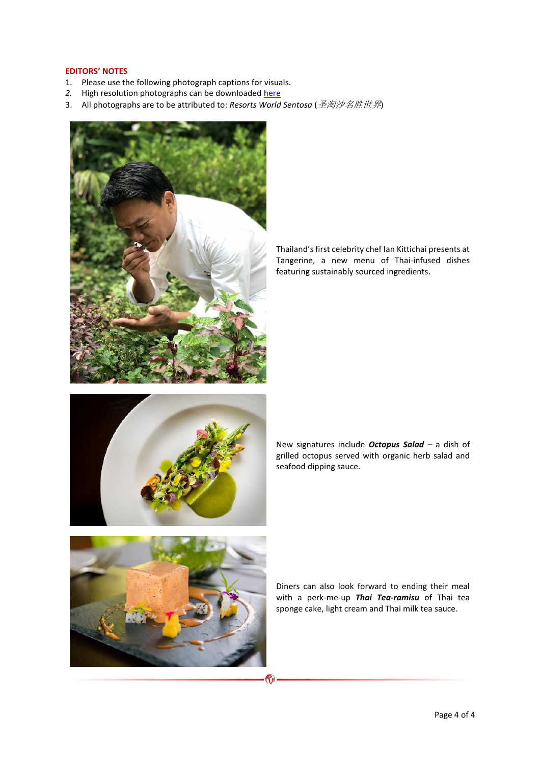**EDITORS' NOTES**

1. Please use the following photograph captions for visuals.
2. High resolution photographs can be downloaded [here](here)
3. All photographs are to be attributed to: *Resorts World Sentosa* (*圣淘沙名胜世界*)

Thailand's first celebrity chef Ian Kittichai presents at Tangerine, a new menu of Thai-infused dishes featuring sustainably sourced ingredients.

New signatures include ***Octopus Salad*** – a dish of grilled octopus served with organic herb salad and seafood dipping sauce.

Diners can also look forward to ending their meal with a perk-me-up ***Thai Tea-ramisu*** of Thai tea sponge cake, light cream and Thai milk tea sauce.